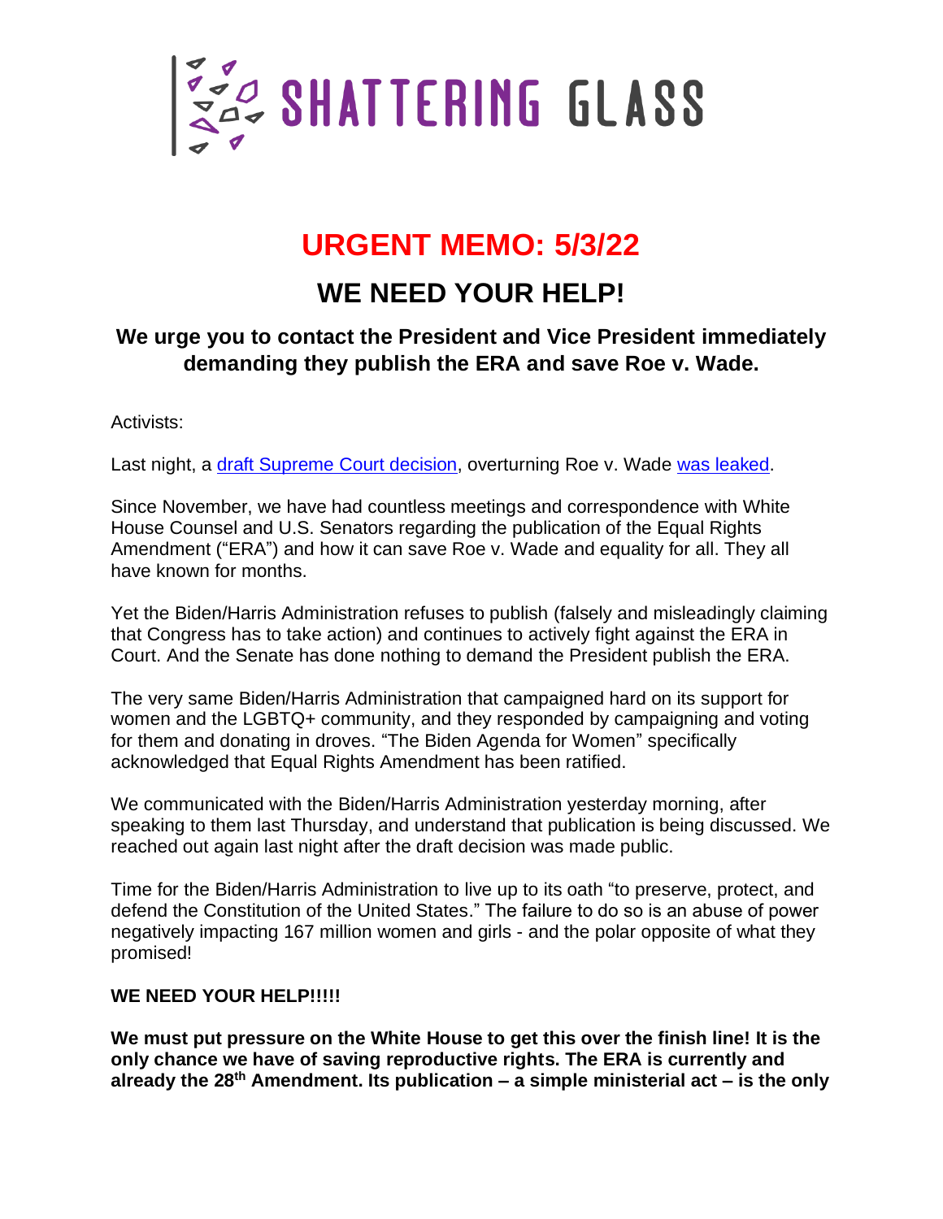# SHATTERING GLASS

## URGENT MEMO: 5/3/22

## WE NEED YOUR HELP!

### We urge you to contact the President and Vice President immediately demanding they publish the ERA and save Roe v. Wade.

Activists:

Last night, a [draft Supreme Court decision](), overturning Roe v. Wade [was leaked]().

Since November, we have had countless meetings and correspondence with White House Counsel and U.S. Senators regarding the publication of the Equal Rights Amendment ("ERA") and how it can save Roe v. Wade and equality for all. They all have known for months.

Yet the Biden/Harris Administration refuses to publish (falsely and misleadingly claiming that Congress has to take action) and continues to actively fight against the ERA in Court. And the Senate has done nothing to demand the President publish the ERA.

The very same Biden/Harris Administration that campaigned hard on its support for women and the LGBTQ+ community, and they responded by campaigning and voting for them and donating in droves. "The Biden Agenda for Women" specifically acknowledged that Equal Rights Amendment has been ratified.

We communicated with the Biden/Harris Administration yesterday morning, after speaking to them last Thursday, and understand that publication is being discussed. We reached out again last night after the draft decision was made public.

Time for the Biden/Harris Administration to live up to its oath "to preserve, protect, and defend the Constitution of the United States." The failure to do so is an abuse of power negatively impacting 167 million women and girls - and the polar opposite of what they promised!

**WE NEED YOUR HELP!!!!!**

**We must put pressure on the White House to get this over the finish line! It is the only chance we have of saving reproductive rights. The ERA is currently and already the 28th Amendment. Its publication – a simple ministerial act – is the only**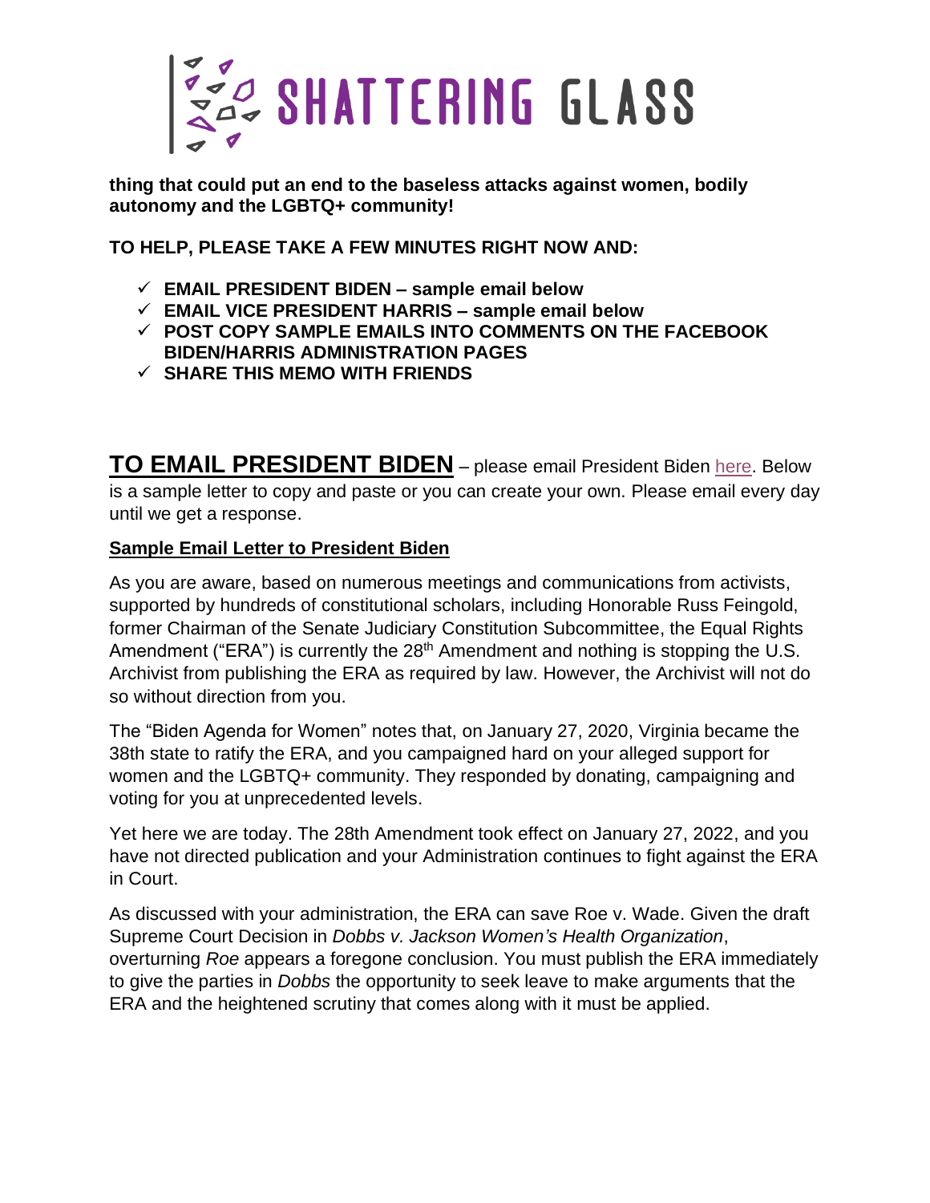**thing that could put an end to the baseless attacks against women, bodily autonomy and the LGBTQ+ community!**

**TO HELP, PLEASE TAKE A FEW MINUTES RIGHT NOW AND:**

- ✓ **EMAIL PRESIDENT BIDEN – sample email below**
- ✓ **EMAIL VICE PRESIDENT HARRIS – sample email below**
- ✓ **POST COPY SAMPLE EMAILS INTO COMMENTS ON THE FACEBOOK BIDEN/HARRIS ADMINISTRATION PAGES**
- ✓ **SHARE THIS MEMO WITH FRIENDS**

**TO EMAIL PRESIDENT BIDEN** – please email President Biden here. Below is a sample letter to copy and paste or you can create your own. Please email every day until we get a response.

**Sample Email Letter to President Biden**

As you are aware, based on numerous meetings and communications from activists, supported by hundreds of constitutional scholars, including Honorable Russ Feingold, former Chairman of the Senate Judiciary Constitution Subcommittee, the Equal Rights Amendment ("ERA") is currently the 28th Amendment and nothing is stopping the U.S. Archivist from publishing the ERA as required by law. However, the Archivist will not do so without direction from you.

The "Biden Agenda for Women" notes that, on January 27, 2020, Virginia became the 38th state to ratify the ERA, and you campaigned hard on your alleged support for women and the LGBTQ+ community. They responded by donating, campaigning and voting for you at unprecedented levels.

Yet here we are today. The 28th Amendment took effect on January 27, 2022, and you have not directed publication and your Administration continues to fight against the ERA in Court.

As discussed with your administration, the ERA can save Roe v. Wade. Given the draft Supreme Court Decision in *Dobbs v. Jackson Women's Health Organization*, overturning *Roe* appears a foregone conclusion. You must publish the ERA immediately to give the parties in *Dobbs* the opportunity to seek leave to make arguments that the ERA and the heightened scrutiny that comes along with it must be applied.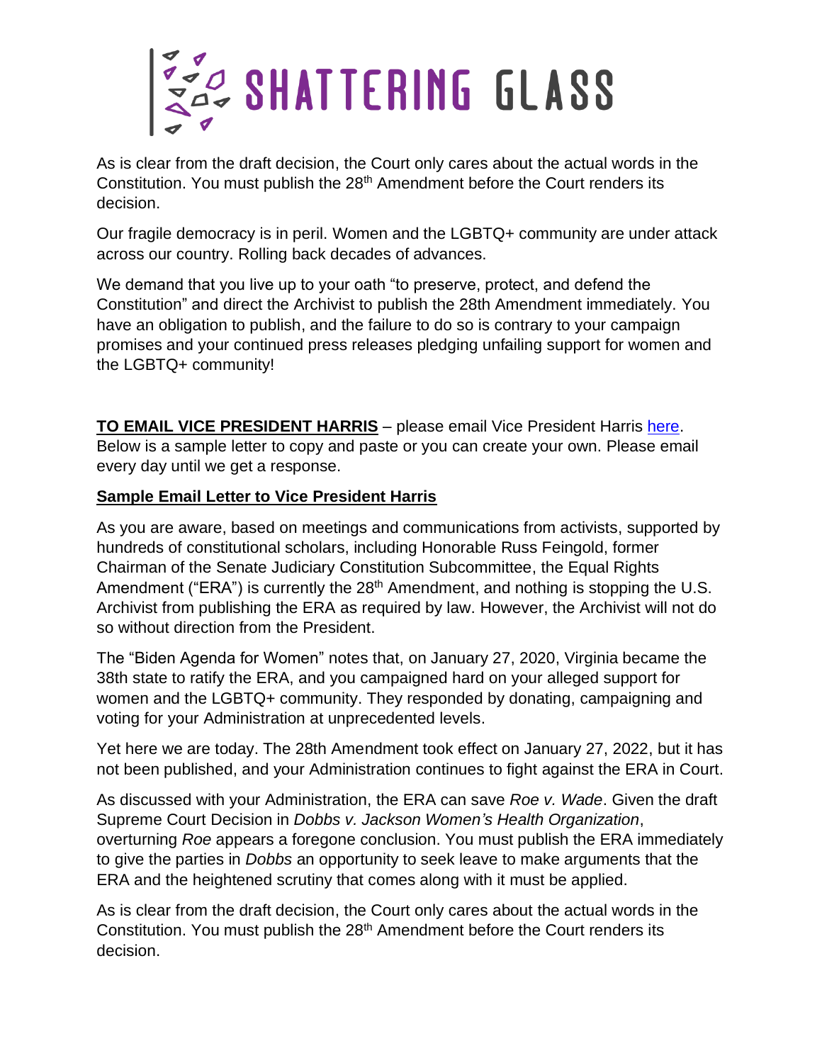As is clear from the draft decision, the Court only cares about the actual words in the Constitution. You must publish the 28th Amendment before the Court renders its decision.

Our fragile democracy is in peril. Women and the LGBTQ+ community are under attack across our country. Rolling back decades of advances.

We demand that you live up to your oath "to preserve, protect, and defend the Constitution" and direct the Archivist to publish the 28th Amendment immediately. You have an obligation to publish, and the failure to do so is contrary to your campaign promises and your continued press releases pledging unfailing support for women and the LGBTQ+ community!

**TO EMAIL VICE PRESIDENT HARRIS** – please email Vice President Harris here. Below is a sample letter to copy and paste or you can create your own. Please email every day until we get a response.

**Sample Email Letter to Vice President Harris**

As you are aware, based on meetings and communications from activists, supported by hundreds of constitutional scholars, including Honorable Russ Feingold, former Chairman of the Senate Judiciary Constitution Subcommittee, the Equal Rights Amendment ("ERA") is currently the 28th Amendment, and nothing is stopping the U.S. Archivist from publishing the ERA as required by law. However, the Archivist will not do so without direction from the President.

The "Biden Agenda for Women" notes that, on January 27, 2020, Virginia became the 38th state to ratify the ERA, and you campaigned hard on your alleged support for women and the LGBTQ+ community. They responded by donating, campaigning and voting for your Administration at unprecedented levels.

Yet here we are today. The 28th Amendment took effect on January 27, 2022, but it has not been published, and your Administration continues to fight against the ERA in Court.

As discussed with your Administration, the ERA can save *Roe v. Wade*. Given the draft Supreme Court Decision in *Dobbs v. Jackson Women's Health Organization*, overturning *Roe* appears a foregone conclusion. You must publish the ERA immediately to give the parties in *Dobbs* an opportunity to seek leave to make arguments that the ERA and the heightened scrutiny that comes along with it must be applied.

As is clear from the draft decision, the Court only cares about the actual words in the Constitution. You must publish the 28th Amendment before the Court renders its decision.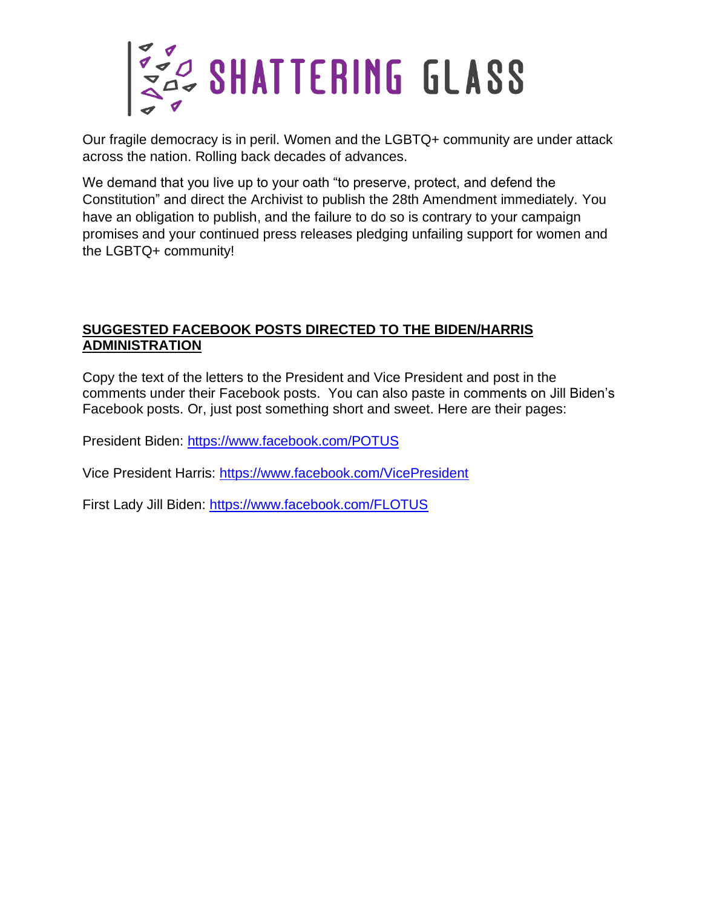SHATTERING GLASS

Our fragile democracy is in peril. Women and the LGBTQ+ community are under attack across the nation. Rolling back decades of advances.

We demand that you live up to your oath "to preserve, protect, and defend the Constitution" and direct the Archivist to publish the 28th Amendment immediately. You have an obligation to publish, and the failure to do so is contrary to your campaign promises and your continued press releases pledging unfailing support for women and the LGBTQ+ community!

**SUGGESTED FACEBOOK POSTS DIRECTED TO THE BIDEN/HARRIS ADMINISTRATION**

Copy the text of the letters to the President and Vice President and post in the comments under their Facebook posts. You can also paste in comments on Jill Biden's Facebook posts. Or, just post something short and sweet. Here are their pages:

President Biden: https://www.facebook.com/POTUS

Vice President Harris: https://www.facebook.com/VicePresident

First Lady Jill Biden: https://www.facebook.com/FLOTUS